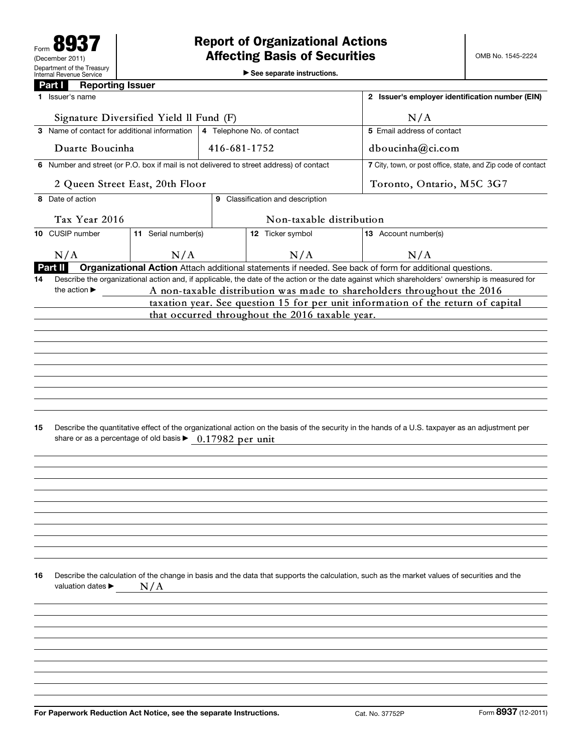Form **8937**
(December 2011)
Department of the Treasury
Internal Revenue Service

# Report of Organizational Actions Affecting Basis of Securities

▶ See separate instructions.

OMB No. 1545-2224

## Part I Reporting Issuer

| 1 Issuer's name | | | | 2 Issuer's employer identification number (EIN) |
|---|---|---|---|---|
| Signature Diversified Yield ll Fund (F) | | | | N/A |
| 3 Name of contact for additional information | | 4 Telephone No. of contact | | 5 Email address of contact |
| Duarte Boucinha | | 416-681-1752 | | dboucinha@ci.com |
| 6 Number and street (or P.O. box if mail is not delivered to street address) of contact | | | | 7 City, town, or post office, state, and Zip code of contact |
| 2 Queen Street East, 20th Floor | | | | Toronto, Ontario, M5C 3G7 |
| 8 Date of action | | 9 Classification and description | | |
| Tax Year 2016 | | Non-taxable distribution | | |
| 10 CUSIP number | 11 Serial number(s) | | 12 Ticker symbol | 13 Account number(s) |
| N/A | N/A | | N/A | N/A |

## Part II Organizational Action

Attach additional statements if needed. See back of form for additional questions.

**14** Describe the organizational action and, if applicable, the date of the action or the date against which shareholders' ownership is measured for the action ▶ A non-taxable distribution was made to shareholders throughout the 2016 taxation year. See question 15 for per unit information of the return of capital that occurred throughout the 2016 taxable year.

**15** Describe the quantitative effect of the organizational action on the basis of the security in the hands of a U.S. taxpayer as an adjustment per share or as a percentage of old basis ▶ 0.17982 per unit

**16** Describe the calculation of the change in basis and the data that supports the calculation, such as the market values of securities and the valuation dates ▶ N/A

For Paperwork Reduction Act Notice, see the separate Instructions. Cat. No. 37752P Form **8937** (12-2011)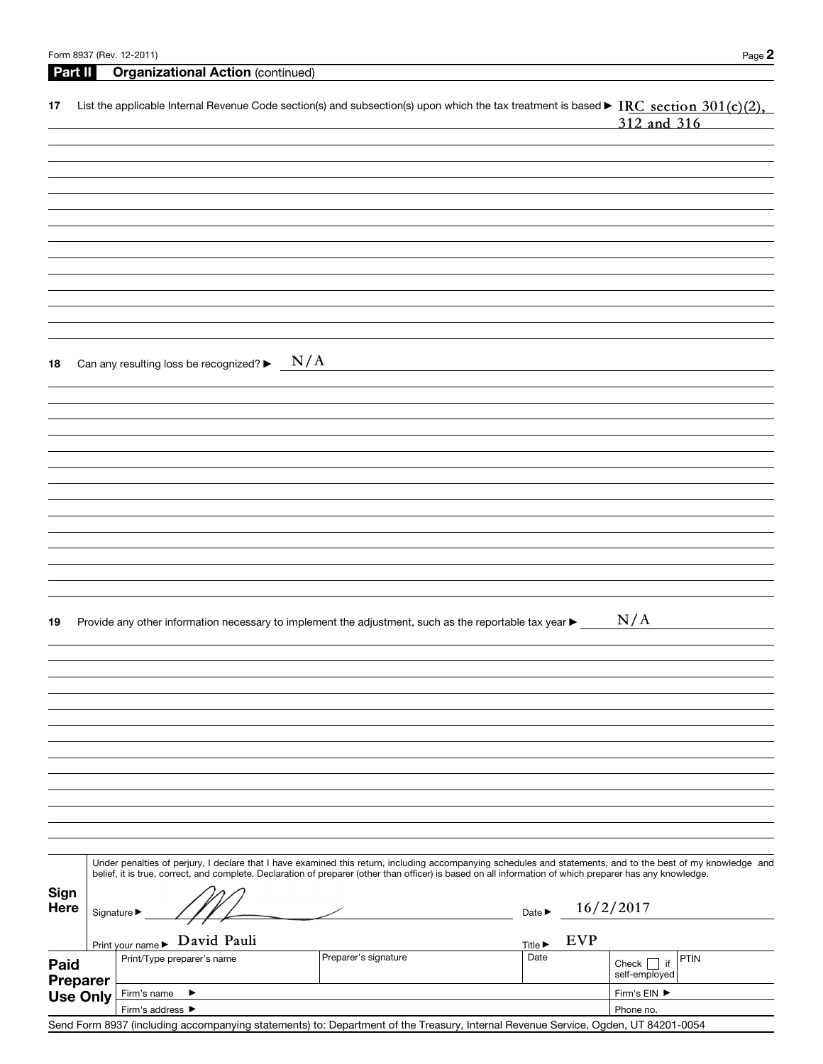## Part II Organizational Action (continued)

**17** List the applicable Internal Revenue Code section(s) and subsection(s) upon which the tax treatment is based ▶ IRC section 301(c)(2), 312 and 316

**18** Can any resulting loss be recognized? ▶ N/A

**19** Provide any other information necessary to implement the adjustment, such as the reportable tax year ▶ N/A

**Sign Here**

Under penalties of perjury, I declare that I have examined this return, including accompanying schedules and statements, and to the best of my knowledge and belief, it is true, correct, and complete. Declaration of preparer (other than officer) is based on all information of which preparer has any knowledge.

Signature ▶ [signature] Date ▶ 16/2/2017

Print your name ▶ David Pauli Title ▶ EVP

| Paid Preparer Use Only | | | | |
|---|---|---|---|---|
| Print/Type preparer's name | Preparer's signature | Date | Check ☐ if self-employed | PTIN |
| Firm's name ▶ | | | Firm's EIN ▶ | |
| Firm's address ▶ | | | Phone no. | |

Send Form 8937 (including accompanying statements) to: Department of the Treasury, Internal Revenue Service, Ogden, UT 84201-0054